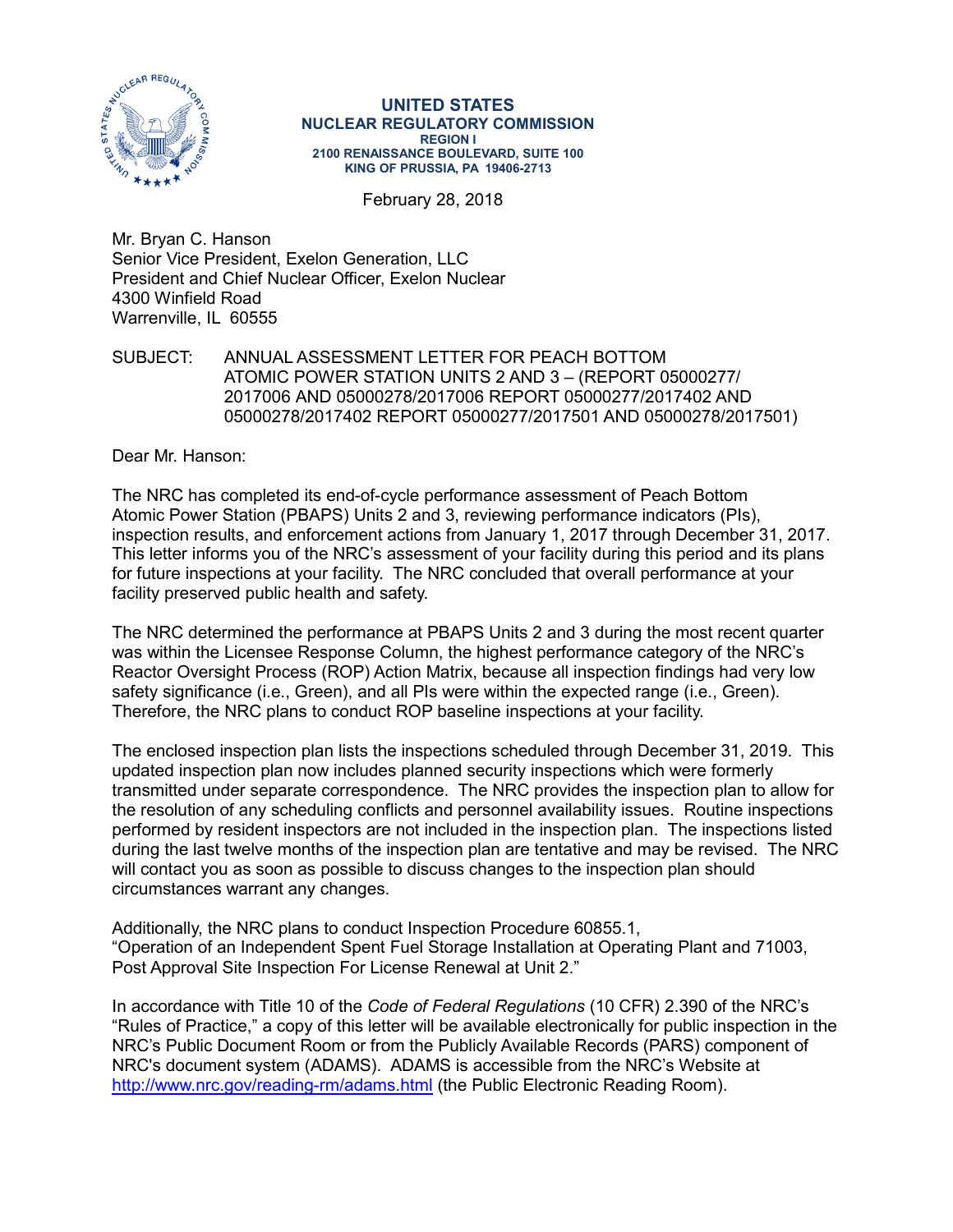**UNITED STATES**
**NUCLEAR REGULATORY COMMISSION**
**REGION I**
**2100 RENAISSANCE BOULEVARD, SUITE 100**
**KING OF PRUSSIA, PA 19406-2713**

February 28, 2018

Mr. Bryan C. Hanson
Senior Vice President, Exelon Generation, LLC
President and Chief Nuclear Officer, Exelon Nuclear
4300 Winfield Road
Warrenville, IL 60555

SUBJECT: ANNUAL ASSESSMENT LETTER FOR PEACH BOTTOM ATOMIC POWER STATION UNITS 2 AND 3 – (REPORT 05000277/ 2017006 AND 05000278/2017006 REPORT 05000277/2017402 AND 05000278/2017402 REPORT 05000277/2017501 AND 05000278/2017501)

Dear Mr. Hanson:

The NRC has completed its end-of-cycle performance assessment of Peach Bottom Atomic Power Station (PBAPS) Units 2 and 3, reviewing performance indicators (PIs), inspection results, and enforcement actions from January 1, 2017 through December 31, 2017. This letter informs you of the NRC's assessment of your facility during this period and its plans for future inspections at your facility. The NRC concluded that overall performance at your facility preserved public health and safety.

The NRC determined the performance at PBAPS Units 2 and 3 during the most recent quarter was within the Licensee Response Column, the highest performance category of the NRC's Reactor Oversight Process (ROP) Action Matrix, because all inspection findings had very low safety significance (i.e., Green), and all PIs were within the expected range (i.e., Green). Therefore, the NRC plans to conduct ROP baseline inspections at your facility.

The enclosed inspection plan lists the inspections scheduled through December 31, 2019. This updated inspection plan now includes planned security inspections which were formerly transmitted under separate correspondence. The NRC provides the inspection plan to allow for the resolution of any scheduling conflicts and personnel availability issues. Routine inspections performed by resident inspectors are not included in the inspection plan. The inspections listed during the last twelve months of the inspection plan are tentative and may be revised. The NRC will contact you as soon as possible to discuss changes to the inspection plan should circumstances warrant any changes.

Additionally, the NRC plans to conduct Inspection Procedure 60855.1, "Operation of an Independent Spent Fuel Storage Installation at Operating Plant and 71003, Post Approval Site Inspection For License Renewal at Unit 2."

In accordance with Title 10 of the *Code of Federal Regulations* (10 CFR) 2.390 of the NRC's "Rules of Practice," a copy of this letter will be available electronically for public inspection in the NRC's Public Document Room or from the Publicly Available Records (PARS) component of NRC's document system (ADAMS). ADAMS is accessible from the NRC's Website at http://www.nrc.gov/reading-rm/adams.html (the Public Electronic Reading Room).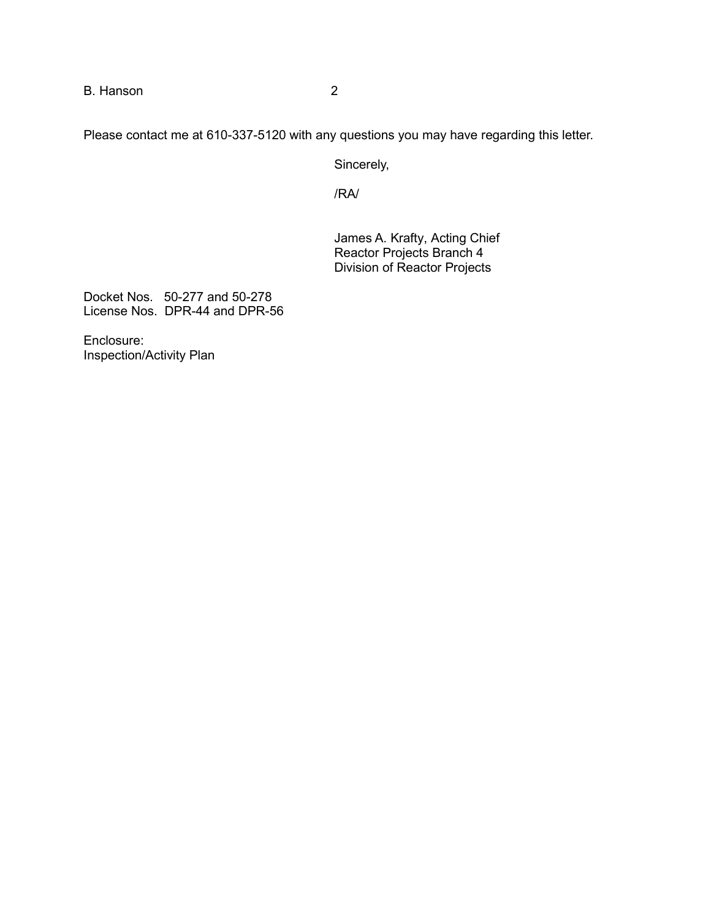Please contact me at 610-337-5120 with any questions you may have regarding this letter.

Sincerely,

/RA/

James A. Krafty, Acting Chief
Reactor Projects Branch 4
Division of Reactor Projects

Docket Nos. 50-277 and 50-278
License Nos. DPR-44 and DPR-56

Enclosure:
Inspection/Activity Plan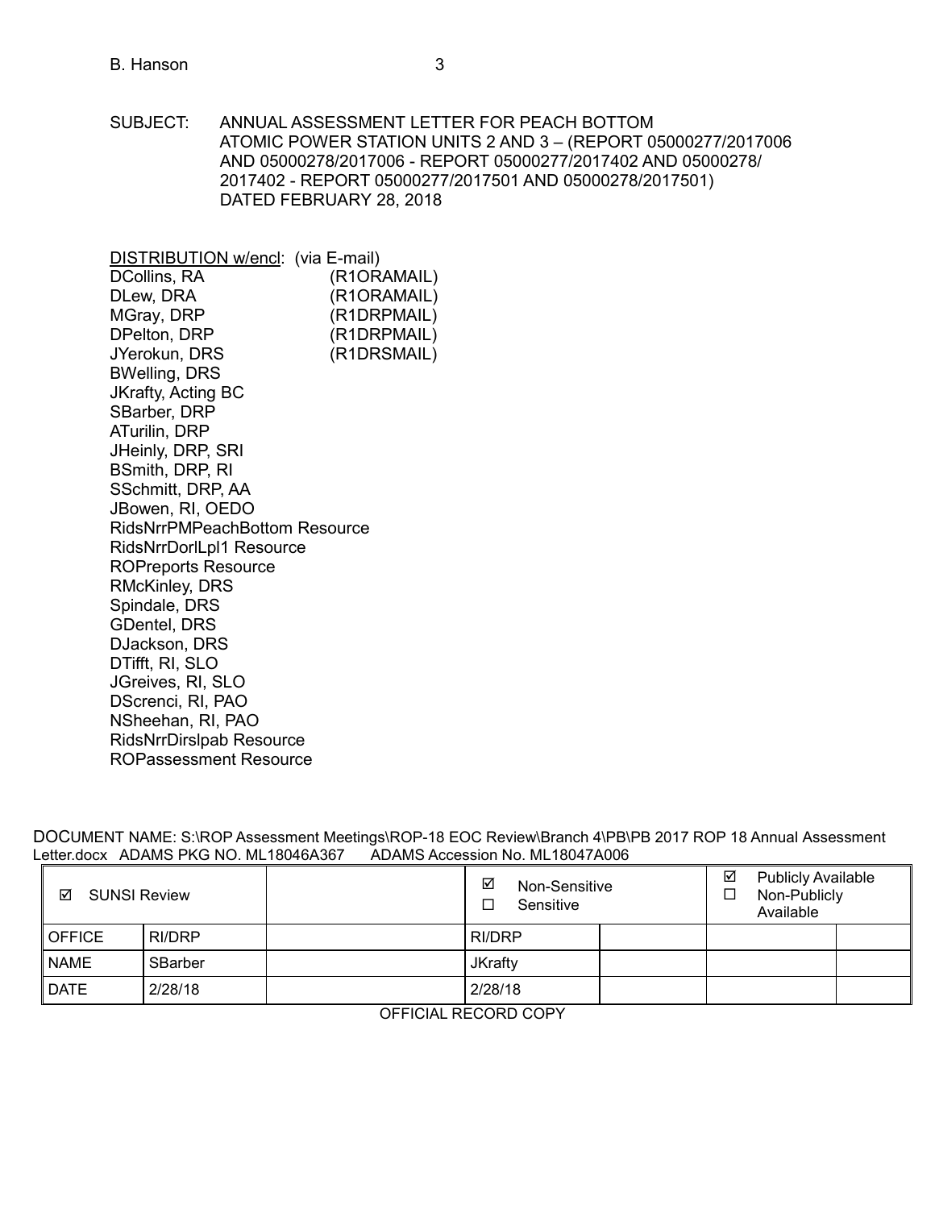SUBJECT: ANNUAL ASSESSMENT LETTER FOR PEACH BOTTOM ATOMIC POWER STATION UNITS 2 AND 3 – (REPORT 05000277/2017006 AND 05000278/2017006 - REPORT 05000277/2017402 AND 05000278/2017402 - REPORT 05000277/2017501 AND 05000278/2017501) DATED FEBRUARY 28, 2018

DISTRIBUTION w/encl: (via E-mail)
DCollins, RA (R1ORAMAIL)
DLew, DRA (R1ORAMAIL)
MGray, DRP (R1DRPMAIL)
DPelton, DRP (R1DRPMAIL)
JYerokun, DRS (R1DRSMAIL)
BWelling, DRS
JKrafty, Acting BC
SBarber, DRP
ATurilin, DRP
JHeinly, DRP, SRI
BSmith, DRP, RI
SSchmitt, DRP, AA
JBowen, RI, OEDO
RidsNrrPMPeachBottom Resource
RidsNrrDorlLpl1 Resource
ROPreports Resource
RMcKinley, DRS
Spindale, DRS
GDentel, DRS
DJackson, DRS
DTifft, RI, SLO
JGreives, RI, SLO
DScrenci, RI, PAO
NSheehan, RI, PAO
RidsNrrDirslpab Resource
ROPassessment Resource

DOCUMENT NAME: S:\ROP Assessment Meetings\ROP-18 EOC Review\Branch 4\PB\PB 2017 ROP 18 Annual Assessment Letter.docx ADAMS PKG NO. ML18046A367 ADAMS Accession No. ML18047A006

| ☑ SUNSI Review | | | ☑ Non-Sensitive ☐ Sensitive | | ☑ Publicly Available ☐ Non-Publicly Available | |
|---|---|---|---|---|---|---|
| OFFICE | RI/DRP | | RI/DRP | | | |
| NAME | SBarber | | JKrafty | | | |
| DATE | 2/28/18 | | 2/28/18 | | | |

OFFICIAL RECORD COPY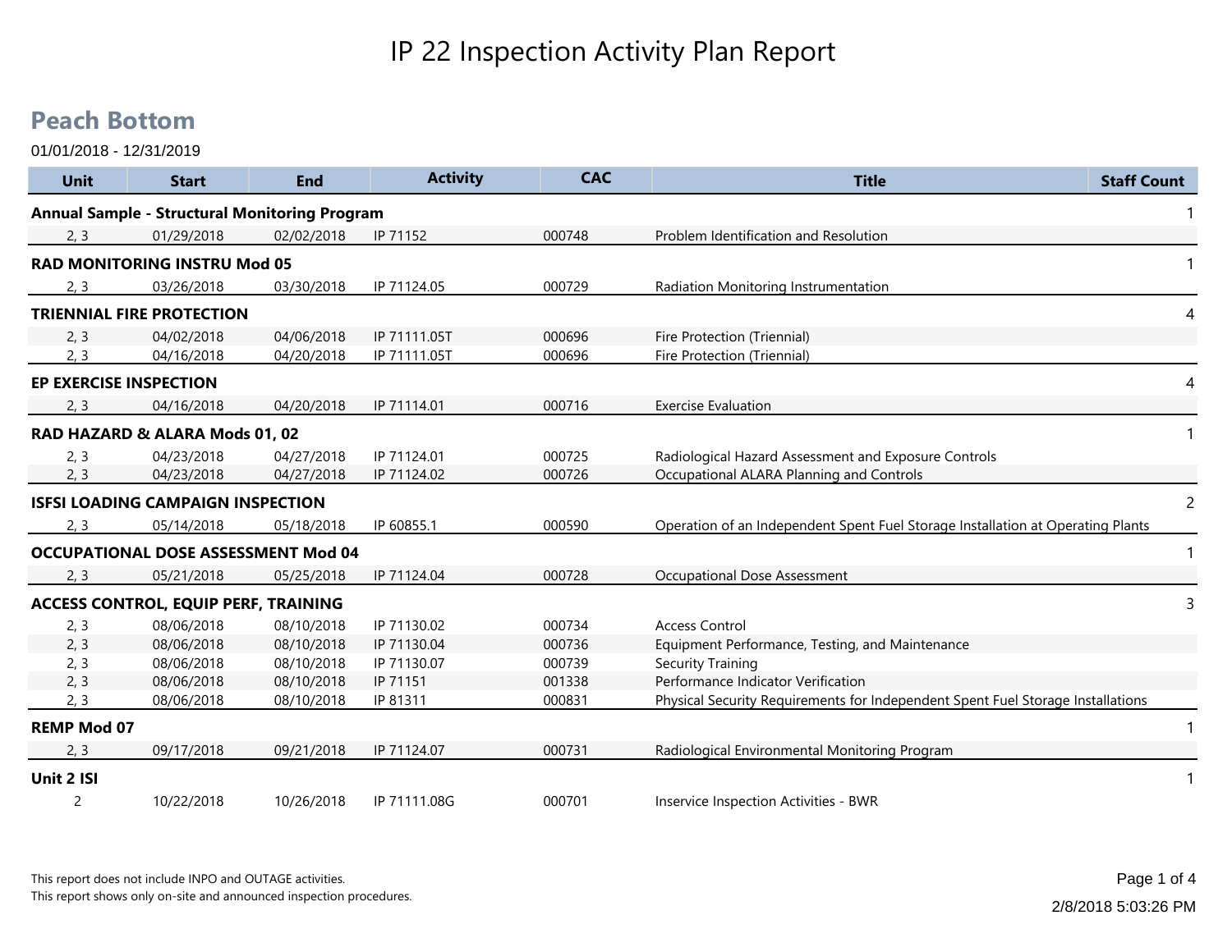# IP 22 Inspection Activity Plan Report

## Peach Bottom

01/01/2018 - 12/31/2019

| Unit | Start | End | Activity | CAC | Title | Staff Count |
|---|---|---|---|---|---|---|
| **Annual Sample - Structural Monitoring Program** | | | | | | 1 |
| 2, 3 | 01/29/2018 | 02/02/2018 | IP 71152 | 000748 | Problem Identification and Resolution | |
| **RAD MONITORING INSTRU Mod 05** | | | | | | 1 |
| 2, 3 | 03/26/2018 | 03/30/2018 | IP 71124.05 | 000729 | Radiation Monitoring Instrumentation | |
| **TRIENNIAL FIRE PROTECTION** | | | | | | 4 |
| 2, 3 | 04/02/2018 | 04/06/2018 | IP 71111.05T | 000696 | Fire Protection (Triennial) | |
| 2, 3 | 04/16/2018 | 04/20/2018 | IP 71111.05T | 000696 | Fire Protection (Triennial) | |
| **EP EXERCISE INSPECTION** | | | | | | 4 |
| 2, 3 | 04/16/2018 | 04/20/2018 | IP 71114.01 | 000716 | Exercise Evaluation | |
| **RAD HAZARD & ALARA Mods 01, 02** | | | | | | 1 |
| 2, 3 | 04/23/2018 | 04/27/2018 | IP 71124.01 | 000725 | Radiological Hazard Assessment and Exposure Controls | |
| 2, 3 | 04/23/2018 | 04/27/2018 | IP 71124.02 | 000726 | Occupational ALARA Planning and Controls | |
| **ISFSI LOADING CAMPAIGN INSPECTION** | | | | | | 2 |
| 2, 3 | 05/14/2018 | 05/18/2018 | IP 60855.1 | 000590 | Operation of an Independent Spent Fuel Storage Installation at Operating Plants | |
| **OCCUPATIONAL DOSE ASSESSMENT Mod 04** | | | | | | 1 |
| 2, 3 | 05/21/2018 | 05/25/2018 | IP 71124.04 | 000728 | Occupational Dose Assessment | |
| **ACCESS CONTROL, EQUIP PERF, TRAINING** | | | | | | 3 |
| 2, 3 | 08/06/2018 | 08/10/2018 | IP 71130.02 | 000734 | Access Control | |
| 2, 3 | 08/06/2018 | 08/10/2018 | IP 71130.04 | 000736 | Equipment Performance, Testing, and Maintenance | |
| 2, 3 | 08/06/2018 | 08/10/2018 | IP 71130.07 | 000739 | Security Training | |
| 2, 3 | 08/06/2018 | 08/10/2018 | IP 71151 | 001338 | Performance Indicator Verification | |
| 2, 3 | 08/06/2018 | 08/10/2018 | IP 81311 | 000831 | Physical Security Requirements for Independent Spent Fuel Storage Installations | |
| **REMP Mod 07** | | | | | | 1 |
| 2, 3 | 09/17/2018 | 09/21/2018 | IP 71124.07 | 000731 | Radiological Environmental Monitoring Program | |
| **Unit 2 ISI** | | | | | | 1 |
| 2 | 10/22/2018 | 10/26/2018 | IP 71111.08G | 000701 | Inservice Inspection Activities - BWR | |

This report does not include INPO and OUTAGE activities.
This report shows only on-site and announced inspection procedures.

2/8/2018 5:03:26 PM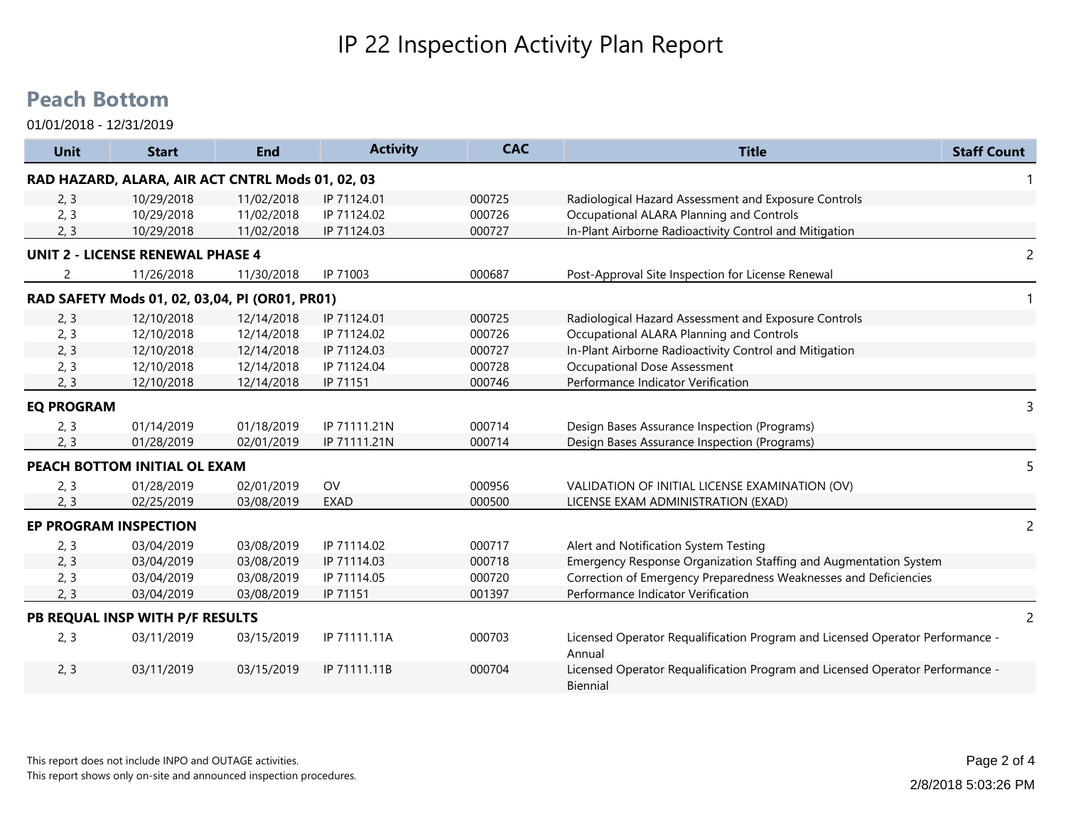# IP 22 Inspection Activity Plan Report

## Peach Bottom

01/01/2018 - 12/31/2019

| Unit | Start | End | Activity | CAC | Title | Staff Count |
|---|---|---|---|---|---|---|
| **RAD HAZARD, ALARA, AIR ACT CNTRL Mods 01, 02, 03** | | | | | | 1 |
| 2, 3 | 10/29/2018 | 11/02/2018 | IP 71124.01 | 000725 | Radiological Hazard Assessment and Exposure Controls | |
| 2, 3 | 10/29/2018 | 11/02/2018 | IP 71124.02 | 000726 | Occupational ALARA Planning and Controls | |
| 2, 3 | 10/29/2018 | 11/02/2018 | IP 71124.03 | 000727 | In-Plant Airborne Radioactivity Control and Mitigation | |
| **UNIT 2 - LICENSE RENEWAL PHASE 4** | | | | | | 2 |
| 2 | 11/26/2018 | 11/30/2018 | IP 71003 | 000687 | Post-Approval Site Inspection for License Renewal | |
| **RAD SAFETY Mods 01, 02, 03,04, PI (OR01, PR01)** | | | | | | 1 |
| 2, 3 | 12/10/2018 | 12/14/2018 | IP 71124.01 | 000725 | Radiological Hazard Assessment and Exposure Controls | |
| 2, 3 | 12/10/2018 | 12/14/2018 | IP 71124.02 | 000726 | Occupational ALARA Planning and Controls | |
| 2, 3 | 12/10/2018 | 12/14/2018 | IP 71124.03 | 000727 | In-Plant Airborne Radioactivity Control and Mitigation | |
| 2, 3 | 12/10/2018 | 12/14/2018 | IP 71124.04 | 000728 | Occupational Dose Assessment | |
| 2, 3 | 12/10/2018 | 12/14/2018 | IP 71151 | 000746 | Performance Indicator Verification | |
| **EQ PROGRAM** | | | | | | 3 |
| 2, 3 | 01/14/2019 | 01/18/2019 | IP 71111.21N | 000714 | Design Bases Assurance Inspection (Programs) | |
| 2, 3 | 01/28/2019 | 02/01/2019 | IP 71111.21N | 000714 | Design Bases Assurance Inspection (Programs) | |
| **PEACH BOTTOM INITIAL OL EXAM** | | | | | | 5 |
| 2, 3 | 01/28/2019 | 02/01/2019 | OV | 000956 | VALIDATION OF INITIAL LICENSE EXAMINATION (OV) | |
| 2, 3 | 02/25/2019 | 03/08/2019 | EXAD | 000500 | LICENSE EXAM ADMINISTRATION (EXAD) | |
| **EP PROGRAM INSPECTION** | | | | | | 2 |
| 2, 3 | 03/04/2019 | 03/08/2019 | IP 71114.02 | 000717 | Alert and Notification System Testing | |
| 2, 3 | 03/04/2019 | 03/08/2019 | IP 71114.03 | 000718 | Emergency Response Organization Staffing and Augmentation System | |
| 2, 3 | 03/04/2019 | 03/08/2019 | IP 71114.05 | 000720 | Correction of Emergency Preparedness Weaknesses and Deficiencies | |
| 2, 3 | 03/04/2019 | 03/08/2019 | IP 71151 | 001397 | Performance Indicator Verification | |
| **PB REQUAL INSP WITH P/F RESULTS** | | | | | | 2 |
| 2, 3 | 03/11/2019 | 03/15/2019 | IP 71111.11A | 000703 | Licensed Operator Requalification Program and Licensed Operator Performance - Annual | |
| 2, 3 | 03/11/2019 | 03/15/2019 | IP 71111.11B | 000704 | Licensed Operator Requalification Program and Licensed Operator Performance - Biennial | |

This report does not include INPO and OUTAGE activities.
This report shows only on-site and announced inspection procedures.

2/8/2018 5:03:26 PM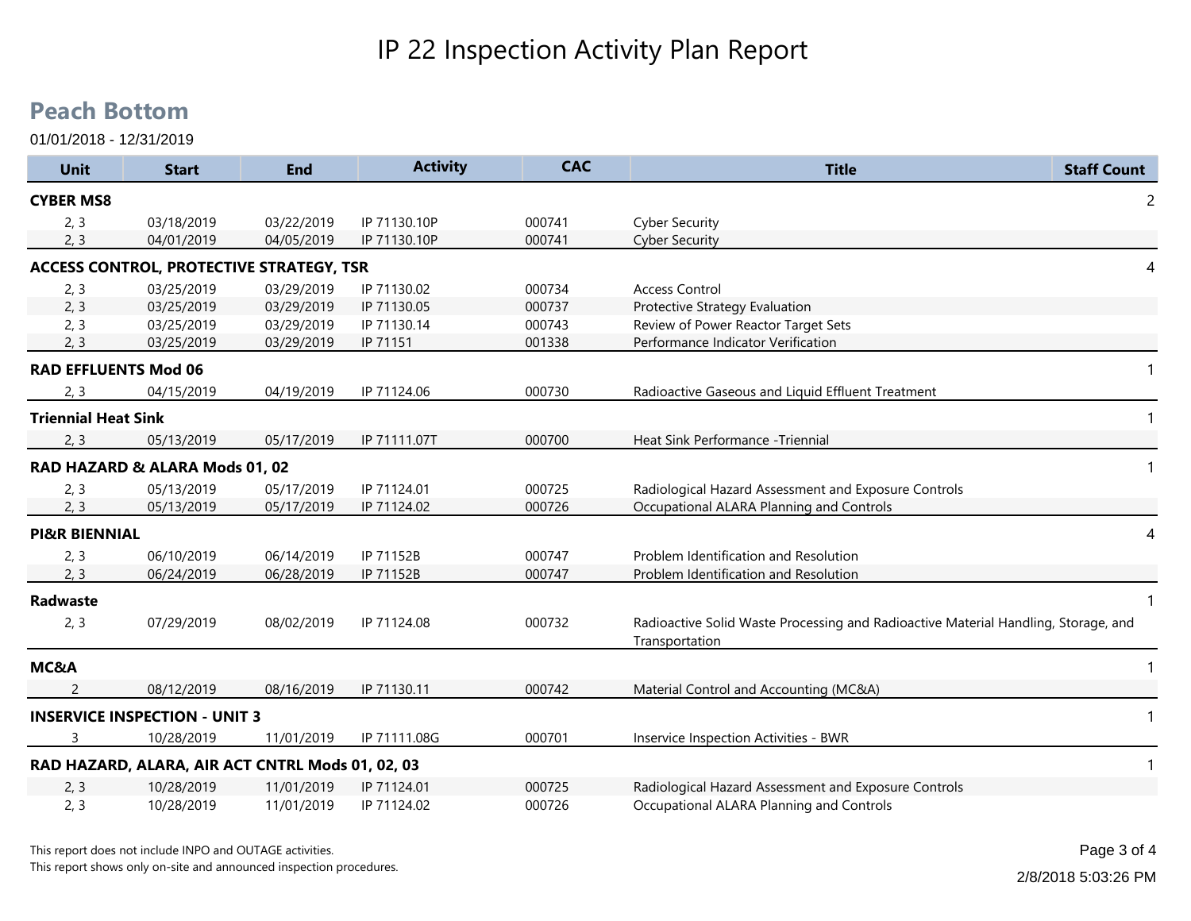# IP 22 Inspection Activity Plan Report

## Peach Bottom

01/01/2018 - 12/31/2019

| Unit | Start | End | Activity | CAC | Title | Staff Count |
|---|---|---|---|---|---|---|
| **CYBER MS8** | | | | | | 2 |
| 2, 3 | 03/18/2019 | 03/22/2019 | IP 71130.10P | 000741 | Cyber Security | |
| 2, 3 | 04/01/2019 | 04/05/2019 | IP 71130.10P | 000741 | Cyber Security | |
| **ACCESS CONTROL, PROTECTIVE STRATEGY, TSR** | | | | | | 4 |
| 2, 3 | 03/25/2019 | 03/29/2019 | IP 71130.02 | 000734 | Access Control | |
| 2, 3 | 03/25/2019 | 03/29/2019 | IP 71130.05 | 000737 | Protective Strategy Evaluation | |
| 2, 3 | 03/25/2019 | 03/29/2019 | IP 71130.14 | 000743 | Review of Power Reactor Target Sets | |
| 2, 3 | 03/25/2019 | 03/29/2019 | IP 71151 | 001338 | Performance Indicator Verification | |
| **RAD EFFLUENTS Mod 06** | | | | | | 1 |
| 2, 3 | 04/15/2019 | 04/19/2019 | IP 71124.06 | 000730 | Radioactive Gaseous and Liquid Effluent Treatment | |
| **Triennial Heat Sink** | | | | | | 1 |
| 2, 3 | 05/13/2019 | 05/17/2019 | IP 71111.07T | 000700 | Heat Sink Performance -Triennial | |
| **RAD HAZARD & ALARA Mods 01, 02** | | | | | | 1 |
| 2, 3 | 05/13/2019 | 05/17/2019 | IP 71124.01 | 000725 | Radiological Hazard Assessment and Exposure Controls | |
| 2, 3 | 05/13/2019 | 05/17/2019 | IP 71124.02 | 000726 | Occupational ALARA Planning and Controls | |
| **PI&R BIENNIAL** | | | | | | 4 |
| 2, 3 | 06/10/2019 | 06/14/2019 | IP 71152B | 000747 | Problem Identification and Resolution | |
| 2, 3 | 06/24/2019 | 06/28/2019 | IP 71152B | 000747 | Problem Identification and Resolution | |
| **Radwaste** | | | | | | 1 |
| 2, 3 | 07/29/2019 | 08/02/2019 | IP 71124.08 | 000732 | Radioactive Solid Waste Processing and Radioactive Material Handling, Storage, and Transportation | |
| **MC&A** | | | | | | 1 |
| 2 | 08/12/2019 | 08/16/2019 | IP 71130.11 | 000742 | Material Control and Accounting (MC&A) | |
| **INSERVICE INSPECTION - UNIT 3** | | | | | | 1 |
| 3 | 10/28/2019 | 11/01/2019 | IP 71111.08G | 000701 | Inservice Inspection Activities - BWR | |
| **RAD HAZARD, ALARA, AIR ACT CNTRL Mods 01, 02, 03** | | | | | | 1 |
| 2, 3 | 10/28/2019 | 11/01/2019 | IP 71124.01 | 000725 | Radiological Hazard Assessment and Exposure Controls | |
| 2, 3 | 10/28/2019 | 11/01/2019 | IP 71124.02 | 000726 | Occupational ALARA Planning and Controls | |

This report does not include INPO and OUTAGE activities.
This report shows only on-site and announced inspection procedures.

2/8/2018 5:03:26 PM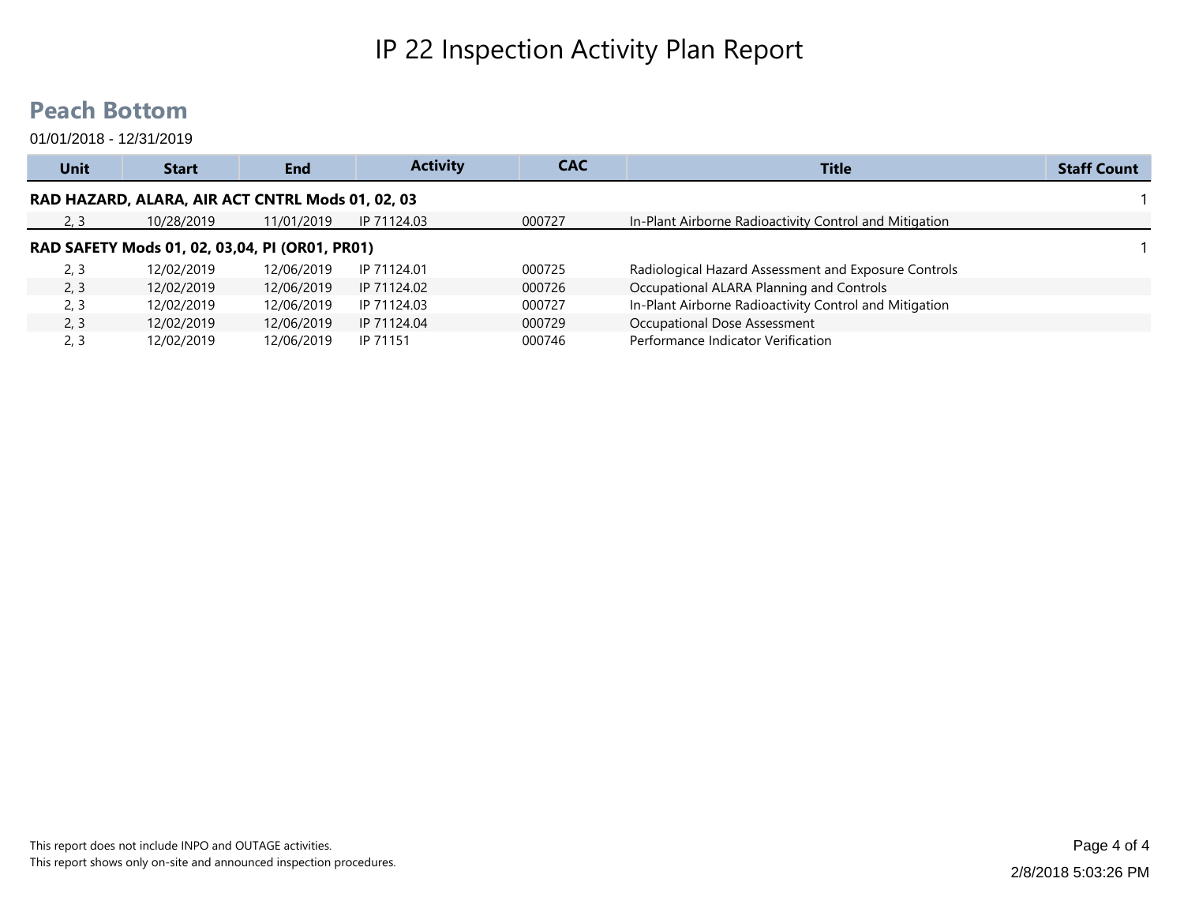# IP 22 Inspection Activity Plan Report

## Peach Bottom

01/01/2018 - 12/31/2019

| Unit | Start | End | Activity | CAC | Title | Staff Count |
|---|---|---|---|---|---|---|
| **RAD HAZARD, ALARA, AIR ACT CNTRL Mods 01, 02, 03** | | | | | | 1 |
| 2, 3 | 10/28/2019 | 11/01/2019 | IP 71124.03 | 000727 | In-Plant Airborne Radioactivity Control and Mitigation | |
| **RAD SAFETY Mods 01, 02, 03,04, PI (OR01, PR01)** | | | | | | 1 |
| 2, 3 | 12/02/2019 | 12/06/2019 | IP 71124.01 | 000725 | Radiological Hazard Assessment and Exposure Controls | |
| 2, 3 | 12/02/2019 | 12/06/2019 | IP 71124.02 | 000726 | Occupational ALARA Planning and Controls | |
| 2, 3 | 12/02/2019 | 12/06/2019 | IP 71124.03 | 000727 | In-Plant Airborne Radioactivity Control and Mitigation | |
| 2, 3 | 12/02/2019 | 12/06/2019 | IP 71124.04 | 000729 | Occupational Dose Assessment | |
| 2, 3 | 12/02/2019 | 12/06/2019 | IP 71151 | 000746 | Performance Indicator Verification | |

This report does not include INPO and OUTAGE activities.
This report shows only on-site and announced inspection procedures.

2/8/2018 5:03:26 PM